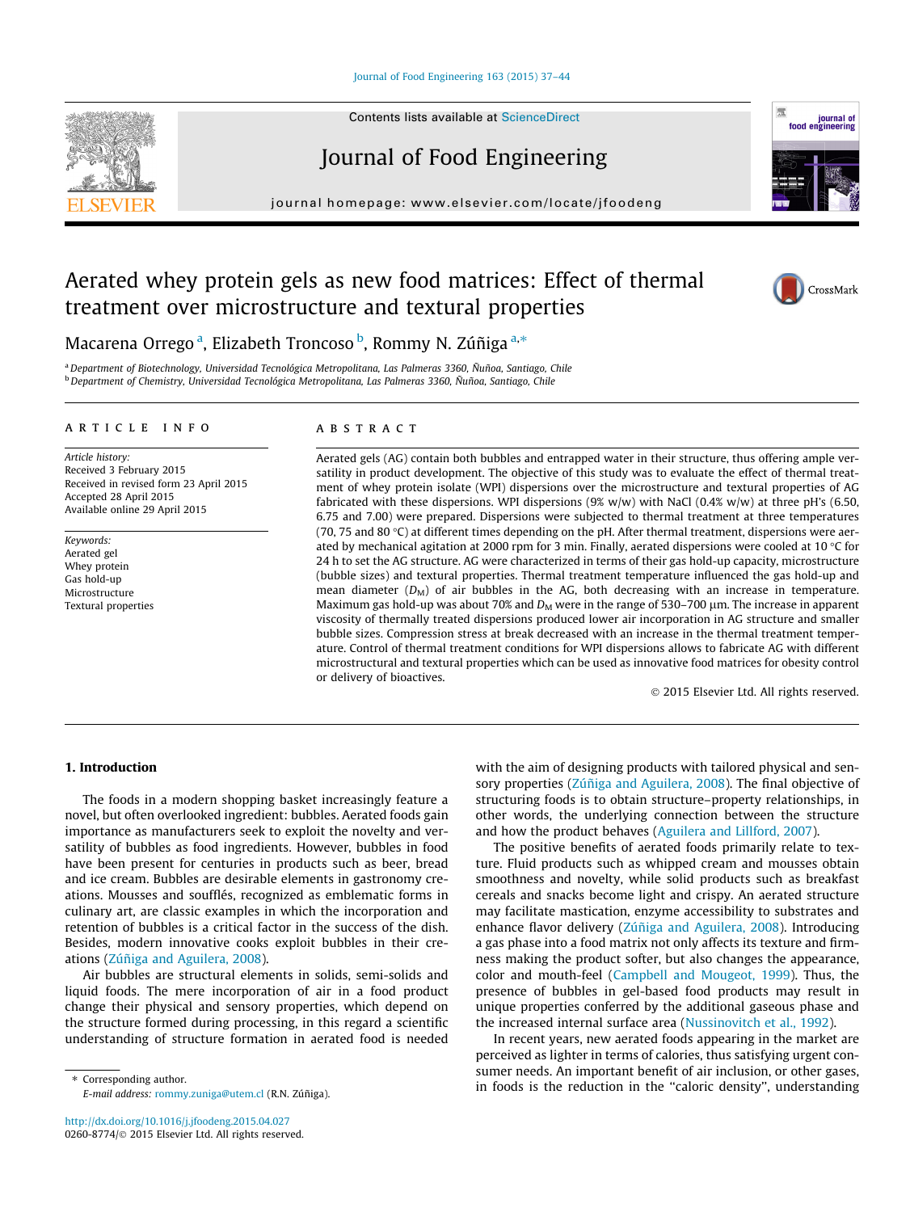# Aerated whey protein gels as new food matrices: Effect of thermal treatment over microstructure and textural properties

Macarena Orrego [a], Elizabeth Troncoso [b], Rommy N. Zúñiga [a,*]

[a] Department of Biotechnology, Universidad Tecnológica Metropolitana, Las Palmeras 3360, Ñuñoa, Santiago, Chile
[b] Department of Chemistry, Universidad Tecnológica Metropolitana, Las Palmeras 3360, Ñuñoa, Santiago, Chile

## ARTICLE INFO

*Article history:*
Received 3 February 2015
Received in revised form 23 April 2015
Accepted 28 April 2015
Available online 29 April 2015

*Keywords:*
Aerated gel
Whey protein
Gas hold-up
Microstructure
Textural properties

## ABSTRACT

Aerated gels (AG) contain both bubbles and entrapped water in their structure, thus offering ample versatility in product development. The objective of this study was to evaluate the effect of thermal treatment of whey protein isolate (WPI) dispersions over the microstructure and textural properties of AG fabricated with these dispersions. WPI dispersions (9% w/w) with NaCl (0.4% w/w) at three pH's (6.50, 6.75 and 7.00) were prepared. Dispersions were subjected to thermal treatment at three temperatures (70, 75 and 80 °C) at different times depending on the pH. After thermal treatment, dispersions were aerated by mechanical agitation at 2000 rpm for 3 min. Finally, aerated dispersions were cooled at 10 °C for 24 h to set the AG structure. AG were characterized in terms of their gas hold-up capacity, microstructure (bubble sizes) and textural properties. Thermal treatment temperature influenced the gas hold-up and mean diameter ($D_M$) of air bubbles in the AG, both decreasing with an increase in temperature. Maximum gas hold-up was about 70% and $D_M$ were in the range of 530–700 μm. The increase in apparent viscosity of thermally treated dispersions produced lower air incorporation in AG structure and smaller bubble sizes. Compression stress at break decreased with an increase in the thermal treatment temperature. Control of thermal treatment conditions for WPI dispersions allows to fabricate AG with different microstructural and textural properties which can be used as innovative food matrices for obesity control or delivery of bioactives.

© 2015 Elsevier Ltd. All rights reserved.

## 1. Introduction

The foods in a modern shopping basket increasingly feature a novel, but often overlooked ingredient: bubbles. Aerated foods gain importance as manufacturers seek to exploit the novelty and versatility of bubbles as food ingredients. However, bubbles in food have been present for centuries in products such as beer, bread and ice cream. Bubbles are desirable elements in gastronomy creations. Mousses and soufflés, recognized as emblematic forms in culinary art, are classic examples in which the incorporation and retention of bubbles is a critical factor in the success of the dish. Besides, modern innovative cooks exploit bubbles in their creations (Zúñiga and Aguilera, 2008).

Air bubbles are structural elements in solids, semi-solids and liquid foods. The mere incorporation of air in a food product change their physical and sensory properties, which depend on the structure formed during processing, in this regard a scientific understanding of structure formation in aerated food is needed with the aim of designing products with tailored physical and sensory properties (Zúñiga and Aguilera, 2008). The final objective of structuring foods is to obtain structure–property relationships, in other words, the underlying connection between the structure and how the product behaves (Aguilera and Lillford, 2007).

The positive benefits of aerated foods primarily relate to texture. Fluid products such as whipped cream and mousses obtain smoothness and novelty, while solid products such as breakfast cereals and snacks become light and crispy. An aerated structure may facilitate mastication, enzyme accessibility to substrates and enhance flavor delivery (Zúñiga and Aguilera, 2008). Introducing a gas phase into a food matrix not only affects its texture and firmness making the product softer, but also changes the appearance, color and mouth-feel (Campbell and Mougeot, 1999). Thus, the presence of bubbles in gel-based food products may result in unique properties conferred by the additional gaseous phase and the increased internal surface area (Nussinovitch et al., 1992).

In recent years, new aerated foods appearing in the market are perceived as lighter in terms of calories, thus satisfying urgent consumer needs. An important benefit of air inclusion, or other gases, in foods is the reduction in the "caloric density", understanding

* Corresponding author.
E-mail address: rommy.zuniga@utem.cl (R.N. Zúñiga).

http://dx.doi.org/10.1016/j.jfoodeng.2015.04.027
0260-8774/© 2015 Elsevier Ltd. All rights reserved.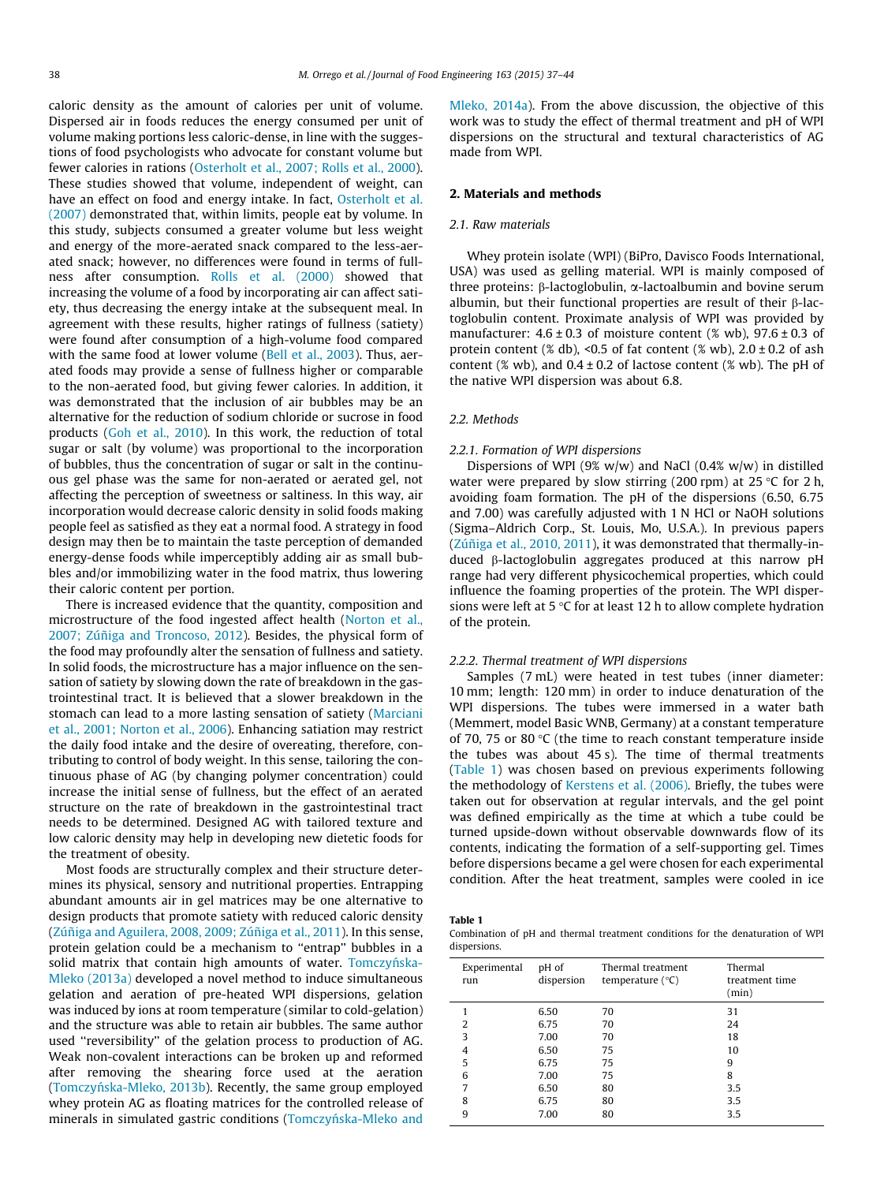caloric density as the amount of calories per unit of volume. Dispersed air in foods reduces the energy consumed per unit of volume making portions less caloric-dense, in line with the suggestions of food psychologists who advocate for constant volume but fewer calories in rations (Osterholt et al., 2007; Rolls et al., 2000). These studies showed that volume, independent of weight, can have an effect on food and energy intake. In fact, Osterholt et al. (2007) demonstrated that, within limits, people eat by volume. In this study, subjects consumed a greater volume but less weight and energy of the more-aerated snack compared to the less-aerated snack; however, no differences were found in terms of fullness after consumption. Rolls et al. (2000) showed that increasing the volume of a food by incorporating air can affect satiety, thus decreasing the energy intake at the subsequent meal. In agreement with these results, higher ratings of fullness (satiety) were found after consumption of a high-volume food compared with the same food at lower volume (Bell et al., 2003). Thus, aerated foods may provide a sense of fullness higher or comparable to the non-aerated food, but giving fewer calories. In addition, it was demonstrated that the inclusion of air bubbles may be an alternative for the reduction of sodium chloride or sucrose in food products (Goh et al., 2010). In this work, the reduction of total sugar or salt (by volume) was proportional to the incorporation of bubbles, thus the concentration of sugar or salt in the continuous gel phase was the same for non-aerated or aerated gel, not affecting the perception of sweetness or saltiness. In this way, air incorporation would decrease caloric density in solid foods making people feel as satisfied as they eat a normal food. A strategy in food design may then be to maintain the taste perception of demanded energy-dense foods while imperceptibly adding air as small bubbles and/or immobilizing water in the food matrix, thus lowering their caloric content per portion.

There is increased evidence that the quantity, composition and microstructure of the food ingested affect health (Norton et al., 2007; Zúñiga and Troncoso, 2012). Besides, the physical form of the food may profoundly alter the sensation of fullness and satiety. In solid foods, the microstructure has a major influence on the sensation of satiety by slowing down the rate of breakdown in the gastrointestinal tract. It is believed that a slower breakdown in the stomach can lead to a more lasting sensation of satiety (Marciani et al., 2001; Norton et al., 2006). Enhancing satiation may restrict the daily food intake and the desire of overeating, therefore, contributing to control of body weight. In this sense, tailoring the continuous phase of AG (by changing polymer concentration) could increase the initial sense of fullness, but the effect of an aerated structure on the rate of breakdown in the gastrointestinal tract needs to be determined. Designed AG with tailored texture and low caloric density may help in developing new dietetic foods for the treatment of obesity.

Most foods are structurally complex and their structure determines its physical, sensory and nutritional properties. Entrapping abundant amounts air in gel matrices may be one alternative to design products that promote satiety with reduced caloric density (Zúñiga and Aguilera, 2008, 2009; Zúñiga et al., 2011). In this sense, protein gelation could be a mechanism to "entrap" bubbles in a solid matrix that contain high amounts of water. Tomczyńska-Mleko (2013a) developed a novel method to induce simultaneous gelation and aeration of pre-heated WPI dispersions, gelation was induced by ions at room temperature (similar to cold-gelation) and the structure was able to retain air bubbles. The same author used "reversibility" of the gelation process to production of AG. Weak non-covalent interactions can be broken up and reformed after removing the shearing force used at the aeration (Tomczyńska-Mleko, 2013b). Recently, the same group employed whey protein AG as floating matrices for the controlled release of minerals in simulated gastric conditions (Tomczyńska-Mleko and Mleko, 2014a). From the above discussion, the objective of this work was to study the effect of thermal treatment and pH of WPI dispersions on the structural and textural characteristics of AG made from WPI.

## 2. Materials and methods

### 2.1. Raw materials

Whey protein isolate (WPI) (BiPro, Davisco Foods International, USA) was used as gelling material. WPI is mainly composed of three proteins: β-lactoglobulin, α-lactoalbumin and bovine serum albumin, but their functional properties are result of their β-lactoglobulin content. Proximate analysis of WPI was provided by manufacturer: 4.6 ± 0.3 of moisture content (% wb), 97.6 ± 0.3 of protein content (% db), <0.5 of fat content (% wb), 2.0 ± 0.2 of ash content (% wb), and 0.4 ± 0.2 of lactose content (% wb). The pH of the native WPI dispersion was about 6.8.

### 2.2. Methods

#### 2.2.1. Formation of WPI dispersions

Dispersions of WPI (9% w/w) and NaCl (0.4% w/w) in distilled water were prepared by slow stirring (200 rpm) at 25 °C for 2 h, avoiding foam formation. The pH of the dispersions (6.50, 6.75 and 7.00) was carefully adjusted with 1 N HCl or NaOH solutions (Sigma–Aldrich Corp., St. Louis, Mo, U.S.A.). In previous papers (Zúñiga et al., 2010, 2011), it was demonstrated that thermally-induced β-lactoglobulin aggregates produced at this narrow pH range had very different physicochemical properties, which could influence the foaming properties of the protein. The WPI dispersions were left at 5 °C for at least 12 h to allow complete hydration of the protein.

#### 2.2.2. Thermal treatment of WPI dispersions

Samples (7 mL) were heated in test tubes (inner diameter: 10 mm; length: 120 mm) in order to induce denaturation of the WPI dispersions. The tubes were immersed in a water bath (Memmert, model Basic WNB, Germany) at a constant temperature of 70, 75 or 80 °C (the time to reach constant temperature inside the tubes was about 45 s). The time of thermal treatments (Table 1) was chosen based on previous experiments following the methodology of Kerstens et al. (2006). Briefly, the tubes were taken out for observation at regular intervals, and the gel point was defined empirically as the time at which a tube could be turned upside-down without observable downwards flow of its contents, indicating the formation of a self-supporting gel. Times before dispersions became a gel were chosen for each experimental condition. After the heat treatment, samples were cooled in ice

**Table 1**
Combination of pH and thermal treatment conditions for the denaturation of WPI dispersions.

| Experimental run | pH of dispersion | Thermal treatment temperature (°C) | Thermal treatment time (min) |
|---|---|---|---|
| 1 | 6.50 | 70 | 31 |
| 2 | 6.75 | 70 | 24 |
| 3 | 7.00 | 70 | 18 |
| 4 | 6.50 | 75 | 10 |
| 5 | 6.75 | 75 | 9 |
| 6 | 7.00 | 75 | 8 |
| 7 | 6.50 | 80 | 3.5 |
| 8 | 6.75 | 80 | 3.5 |
| 9 | 7.00 | 80 | 3.5 |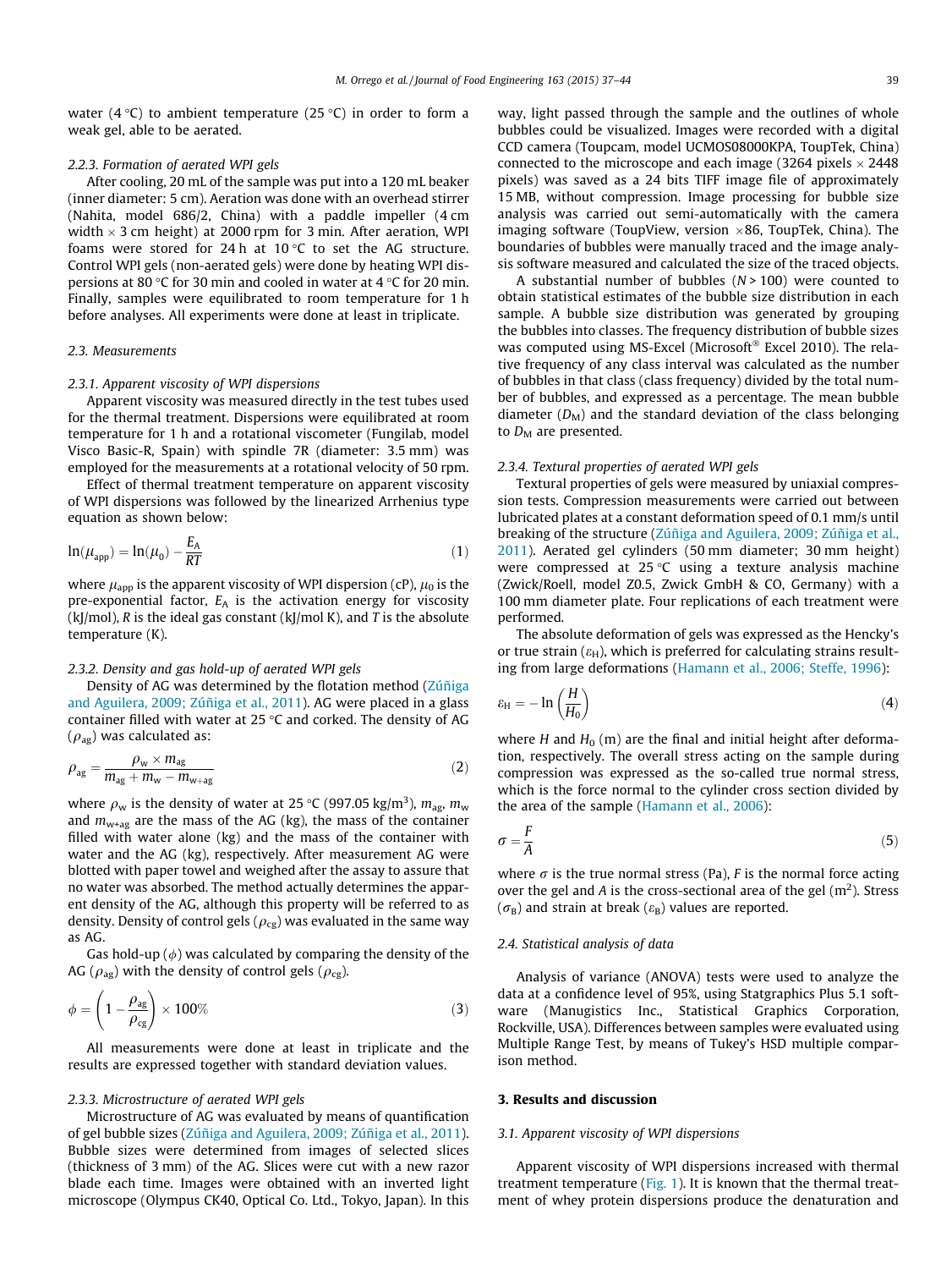water (4 °C) to ambient temperature (25 °C) in order to form a weak gel, able to be aerated.

#### 2.2.3. Formation of aerated WPI gels

After cooling, 20 mL of the sample was put into a 120 mL beaker (inner diameter: 5 cm). Aeration was done with an overhead stirrer (Nahita, model 686/2, China) with a paddle impeller (4 cm width × 3 cm height) at 2000 rpm for 3 min. After aeration, WPI foams were stored for 24 h at 10 °C to set the AG structure. Control WPI gels (non-aerated gels) were done by heating WPI dispersions at 80 °C for 30 min and cooled in water at 4 °C for 20 min. Finally, samples were equilibrated to room temperature for 1 h before analyses. All experiments were done at least in triplicate.

### 2.3. Measurements

#### 2.3.1. Apparent viscosity of WPI dispersions

Apparent viscosity was measured directly in the test tubes used for the thermal treatment. Dispersions were equilibrated at room temperature for 1 h and a rotational viscometer (Fungilab, model Visco Basic-R, Spain) with spindle 7R (diameter: 3.5 mm) was employed for the measurements at a rotational velocity of 50 rpm.

Effect of thermal treatment temperature on apparent viscosity of WPI dispersions was followed by the linearized Arrhenius type equation as shown below:

$$\ln(\mu_{app}) = \ln(\mu_0) - \frac{E_A}{RT} \tag{1}$$

where $\mu_{app}$ is the apparent viscosity of WPI dispersion (cP), $\mu_0$ is the pre-exponential factor, $E_A$ is the activation energy for viscosity (kJ/mol), $R$ is the ideal gas constant (kJ/mol K), and $T$ is the absolute temperature (K).

#### 2.3.2. Density and gas hold-up of aerated WPI gels

Density of AG was determined by the flotation method (Zúñiga and Aguilera, 2009; Zúñiga et al., 2011). AG were placed in a glass container filled with water at 25 °C and corked. The density of AG ($\rho_{ag}$) was calculated as:

$$\rho_{ag} = \frac{\rho_w \times m_{ag}}{m_{ag} + m_w - m_{w+ag}} \tag{2}$$

where $\rho_w$ is the density of water at 25 °C (997.05 kg/m$^3$), $m_{ag}$, $m_w$ and $m_{w+ag}$ are the mass of the AG (kg), the mass of the container filled with water alone (kg) and the mass of the container with water and the AG (kg), respectively. After measurement AG were blotted with paper towel and weighed after the assay to assure that no water was absorbed. The method actually determines the apparent density of the AG, although this property will be referred to as density. Density of control gels ($\rho_{cg}$) was evaluated in the same way as AG.

Gas hold-up ($\phi$) was calculated by comparing the density of the AG ($\rho_{ag}$) with the density of control gels ($\rho_{cg}$).

$$\phi = \left(1 - \frac{\rho_{ag}}{\rho_{cg}}\right) \times 100\% \tag{3}$$

All measurements were done at least in triplicate and the results are expressed together with standard deviation values.

#### 2.3.3. Microstructure of aerated WPI gels

Microstructure of AG was evaluated by means of quantification of gel bubble sizes (Zúñiga and Aguilera, 2009; Zúñiga et al., 2011). Bubble sizes were determined from images of selected slices (thickness of 3 mm) of the AG. Slices were cut with a new razor blade each time. Images were obtained with an inverted light microscope (Olympus CK40, Optical Co. Ltd., Tokyo, Japan). In this way, light passed through the sample and the outlines of whole bubbles could be visualized. Images were recorded with a digital CCD camera (Toupcam, model UCMOS08000KPA, ToupTek, China) connected to the microscope and each image (3264 pixels × 2448 pixels) was saved as a 24 bits TIFF image file of approximately 15 MB, without compression. Image processing for bubble size analysis was carried out semi-automatically with the camera imaging software (ToupView, version ×86, ToupTek, China). The boundaries of bubbles were manually traced and the image analysis software measured and calculated the size of the traced objects.

A substantial number of bubbles ($N > 100$) were counted to obtain statistical estimates of the bubble size distribution in each sample. A bubble size distribution was generated by grouping the bubbles into classes. The frequency distribution of bubble sizes was computed using MS-Excel (Microsoft® Excel 2010). The relative frequency of any class (class interval was calculated as the number of bubbles in that class (class frequency) divided by the total number of bubbles, and expressed as a percentage. The mean bubble diameter ($D_M$) and the standard deviation of the class belonging to $D_M$ are presented.

#### 2.3.4. Textural properties of aerated WPI gels

Textural properties of gels were measured by uniaxial compression tests. Compression measurements were carried out between lubricated plates at a constant deformation speed of 0.1 mm/s until breaking of the structure (Zúñiga and Aguilera, 2009; Zúñiga et al., 2011). Aerated gel cylinders (50 mm diameter; 30 mm height) were compressed at 25 °C using a texture analysis machine (Zwick/Roell, model Z0.5, Zwick GmbH & CO, Germany) with a 100 mm diameter plate. Four replications of each treatment were performed.

The absolute deformation of gels was expressed as the Hencky's or true strain ($\varepsilon_H$), which is preferred for calculating strains resulting from large deformations (Hamann et al., 2006; Steffe, 1996):

$$\varepsilon_H = -\ln\left(\frac{H}{H_0}\right) \tag{4}$$

where $H$ and $H_0$ (m) are the final and initial height after deformation, respectively. The overall stress acting on the sample during compression was expressed as the so-called true normal stress, which is the force normal to the cylinder cross section divided by the area of the sample (Hamann et al., 2006):

$$\sigma = \frac{F}{A} \tag{5}$$

where $\sigma$ is the true normal stress (Pa), $F$ is the normal force acting over the gel and $A$ is the cross-sectional area of the gel (m$^2$). Stress ($\sigma_B$) and strain at break ($\varepsilon_B$) values are reported.

### 2.4. Statistical analysis of data

Analysis of variance (ANOVA) tests were used to analyze the data at a confidence level of 95%, using Statgraphics Plus 5.1 software (Manugistics Inc., Statistical Graphics Corporation, Rockville, USA). Differences between samples were evaluated using Multiple Range Test, by means of Tukey's HSD multiple comparison method.

## 3. Results and discussion

### 3.1. Apparent viscosity of WPI dispersions

Apparent viscosity of WPI dispersions increased with thermal treatment temperature (Fig. 1). It is known that the thermal treatment of whey protein dispersions produce the denaturation and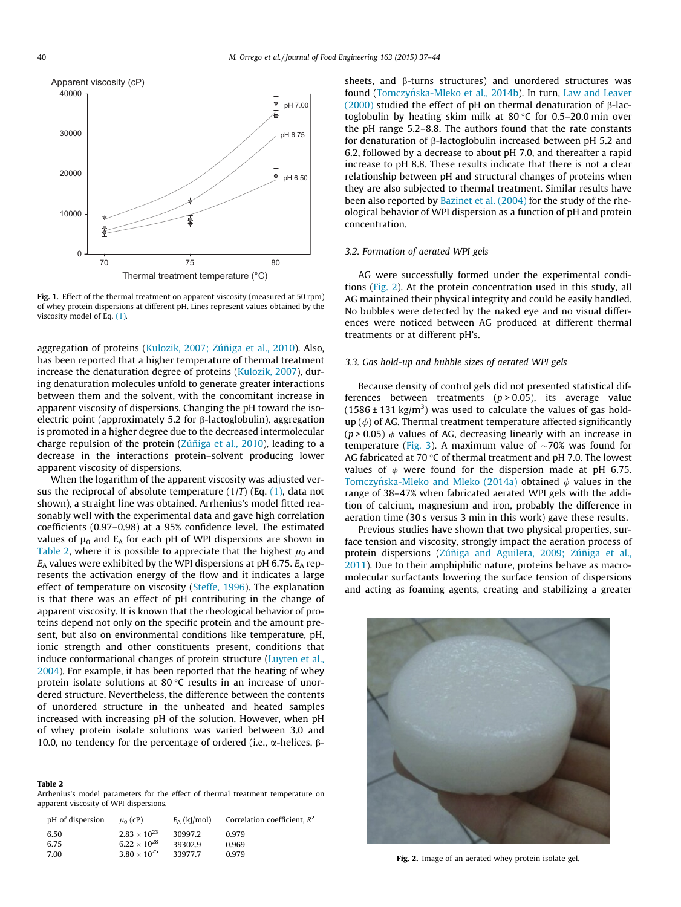Fig. 1. Effect of the thermal treatment on apparent viscosity (measured at 50 rpm) of whey protein dispersions at different pH. Lines represent values obtained by the viscosity model of Eq. (1).

aggregation of proteins (Kulozik, 2007; Zúñiga et al., 2010). Also, has been reported that a higher temperature of thermal treatment increase the denaturation degree of proteins (Kulozik, 2007), during denaturation molecules unfold to generate greater interactions between them and the solvent, with the concomitant increase in apparent viscosity of dispersions. Changing the pH toward the isoelectric point (approximately 5.2 for β-lactoglobulin), aggregation is promoted in a higher degree due to the decreased intermolecular charge repulsion of the protein (Zúñiga et al., 2010), leading to a decrease in the interactions protein–solvent producing lower apparent viscosity of dispersions.

When the logarithm of the apparent viscosity was adjusted versus the reciprocal of absolute temperature ($1/T$) (Eq. (1), data not shown), a straight line was obtained. Arrhenius's model fitted reasonably well with the experimental data and gave high correlation coefficients (0.97–0.98) at a 95% confidence level. The estimated values of $\mu_0$ and $E_A$ for each pH of WPI dispersions are shown in Table 2, where it is possible to appreciate that the highest $\mu_0$ and $E_A$ values were exhibited by the WPI dispersions at pH 6.75. $E_A$ represents the activation energy of the flow and it indicates a large effect of temperature on viscosity (Steffe, 1996). The explanation is that there was an effect of pH contributing in the change of apparent viscosity. It is known that the rheological behavior of proteins depend not only on the specific protein and the amount present, but also on environmental conditions like temperature, pH, ionic strength and other constituents present, conditions that induce conformational changes of protein structure (Luyten et al., 2004). For example, it has been reported that the heating of whey protein isolate solutions at 80 °C results in an increase of unordered structure. Nevertheless, the difference between the contents of unordered structure in the unheated and heated samples increased with increasing pH of the solution. However, when pH of whey protein isolate solutions was varied between 3.0 and 10.0, no tendency for the percentage of ordered (i.e., α-helices, β-sheets, and β-turns structures) and unordered structures was found (Tomczyńska-Mleko et al., 2014b). In turn, Law and Leaver (2000) studied the effect of pH on thermal denaturation of β-lactoglobulin by heating skim milk at 80 °C for 0.5–20.0 min over the pH range 5.2–8.8. The authors found that the rate constants for denaturation of β-lactoglobulin increased between pH 5.2 and 6.2, followed by a decrease to about pH 7.0, and thereafter a rapid increase to pH 8.8. These results indicate that there is not a clear relationship between pH and structural changes of proteins when they are also subjected to thermal treatment. Similar results have been also reported by Bazinet et al. (2004) for the study of the rheological behavior of WPI dispersion as a function of pH and protein concentration.

**Table 2**
Arrhenius's model parameters for the effect of thermal treatment temperature on apparent viscosity of WPI dispersions.

| pH of dispersion | $\mu_0$ (cP) | $E_A$ (kJ/mol) | Correlation coefficient, $R^2$ |
|---|---|---|---|
| 6.50 | $2.83 \times 10^{23}$ | 30997.2 | 0.979 |
| 6.75 | $6.22 \times 10^{28}$ | 39302.9 | 0.969 |
| 7.00 | $3.80 \times 10^{25}$ | 33977.7 | 0.979 |

### 3.2. Formation of aerated WPI gels

AG were successfully formed under the experimental conditions (Fig. 2). At the protein concentration used in this study, all AG maintained their physical integrity and could be easily handled. No bubbles were detected by the naked eye and no visual differences were noticed between AG produced at different thermal treatments or at different pH's.

### 3.3. Gas hold-up and bubble sizes of aerated WPI gels

Because density of control gels did not presented statistical differences between treatments ($p > 0.05$), its average value ($1586 \pm 131$ kg/m$^3$) was used to calculate the values of gas hold-up ($\phi$) of AG. Thermal treatment temperature affected significantly ($p > 0.05$) $\phi$ values of AG, decreasing linearly with an increase in temperature (Fig. 3). A maximum value of ~70% was found for AG fabricated at 70 °C of thermal treatment and pH 7.0. The lowest values of $\phi$ were found for the dispersion made at pH 6.75. Tomczyńska-Mleko and Mleko (2014a) obtained $\phi$ values in the range of 38–47% when fabricated aerated WPI gels with the addition of calcium, magnesium and iron, probably the difference in aeration time (30 s versus 3 min in this work) gave these results.

Previous studies have shown that two physical properties, surface tension and viscosity, strongly impact the aeration process of protein dispersions (Zúñiga and Aguilera, 2009; Zúñiga et al., 2011). Due to their amphiphilic nature, proteins behave as macromolecular surfactants lowering the surface tension of dispersions and acting as foaming agents, creating and stabilizing a greater

Fig. 2. Image of an aerated whey protein isolate gel.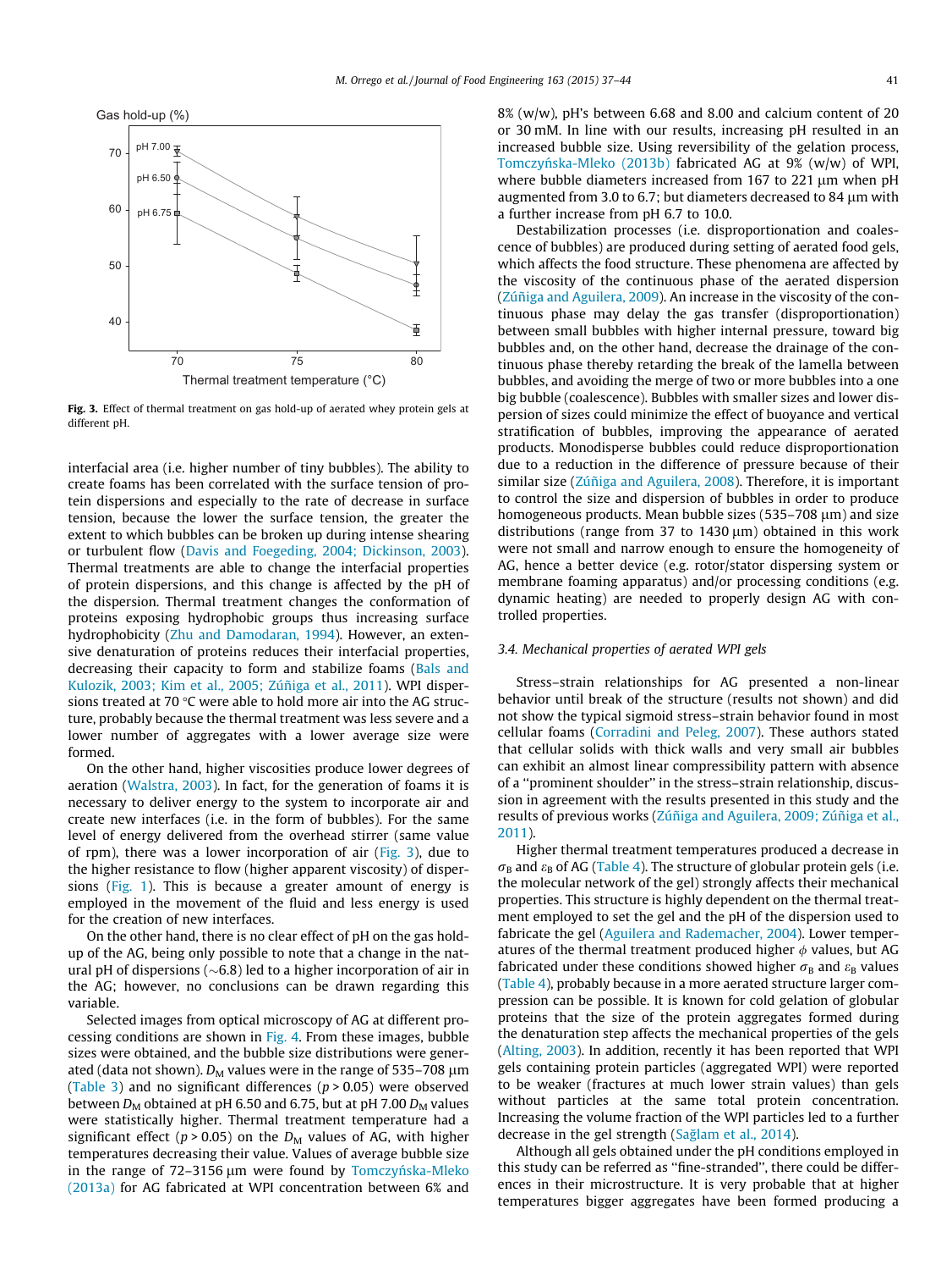Fig. 3. Effect of thermal treatment on gas hold-up of aerated whey protein gels at different pH.

interfacial area (i.e. higher number of tiny bubbles). The ability to create foams has been correlated with the surface tension of protein dispersions and especially to the rate of decrease in surface tension, because the lower the surface tension, the greater the extent to which bubbles can be broken up during intense shearing or turbulent flow (Davis and Foegeding, 2004; Dickinson, 2003). Thermal treatments are able to change the interfacial properties of protein dispersions, and this change is affected by the pH of the dispersion. Thermal treatment changes the conformation of proteins exposing hydrophobic groups thus increasing surface hydrophobicity (Zhu and Damodaran, 1994). However, an extensive denaturation of proteins reduces their interfacial properties, decreasing their capacity to form and stabilize foams (Bals and Kulozik, 2003; Kim et al., 2005; Zúñiga et al., 2011). WPI dispersions treated at 70 °C were able to hold more air into the AG structure, probably because the thermal treatment was less severe and a lower number of aggregates with a lower average size were formed.

On the other hand, higher viscosities produce lower degrees of aeration (Walstra, 2003). In fact, for the generation of foams it is necessary to deliver energy to the system to incorporate air and create new interfaces (i.e. in the form of bubbles). For the same level of energy delivered from the overhead stirrer (same value of rpm), there was a lower incorporation of air (Fig. 3), due to the higher resistance to flow (higher apparent viscosity) of dispersions (Fig. 1). This is because a greater amount of energy is employed in the movement of the fluid and less energy is used for the creation of new interfaces.

On the other hand, there is no clear effect of pH on the gas hold-up of the AG, being only possible to note that a change in the natural pH of dispersions (~6.8) led to a higher incorporation of air in the AG; however, no conclusions can be drawn regarding this variable.

Selected images from optical microscopy of AG at different processing conditions are shown in Fig. 4. From these images, bubble sizes were obtained, and the bubble size distributions were generated (data not shown). $D_M$ values were in the range of 535–708 μm (Table 3) and no significant differences ($p > 0.05$) were observed between $D_M$ obtained at pH 6.50 and 6.75, but at pH 7.00 $D_M$ values were statistically higher. Thermal treatment temperature had a significant effect ($p > 0.05$) on the $D_M$ values of AG, with higher temperatures decreasing their value. Values of average bubble size in the range of 72–3156 μm were found by Tomczyńska-Mleko (2013a) for AG fabricated at WPI concentration between 6% and 8% (w/w), pH's between 6.68 and 8.00 and calcium content of 20 or 30 mM. In line with our results, increasing pH resulted in an increased bubble size. Using reversibility of the gelation process, Tomczyńska-Mleko (2013b) fabricated AG at 9% (w/w) of WPI, where bubble diameters increased from 167 to 221 μm when pH augmented from 3.0 to 6.7; but diameters decreased to 84 μm with a further increase from pH 6.7 to 10.0.

Destabilization processes (i.e. disproportionation and coalescence of bubbles) are produced during setting of aerated food gels, which affects the food structure. These phenomena are affected by the viscosity of the continuous phase of the aerated dispersion (Zúñiga and Aguilera, 2009). An increase in the viscosity of the continuous phase may delay the gas transfer (disproportionation) between small bubbles with higher internal pressure, toward big bubbles and, on the other hand, decrease the drainage of the continuous phase thereby retarding the break of the lamella between bubbles, and avoiding the merge of two or more bubbles into a one big bubble (coalescence). Bubbles with smaller sizes and lower dispersion of sizes could minimize the effect of buoyance and vertical stratification of bubbles, improving the appearance of aerated products. Monodisperse bubbles could reduce disproportionation due to a reduction in the difference of pressure because of their similar size (Zúñiga and Aguilera, 2008). Therefore, it is important to control the size and dispersion of bubbles in order to produce homogeneous products. Mean bubble sizes (535–708 μm) and size distributions (range from 37 to 1430 μm) obtained in this work were not small and narrow enough to ensure the homogeneity of AG, hence a better device (e.g. rotor/stator dispersing system or membrane foaming apparatus) and/or processing conditions (e.g. dynamic heating) are needed to properly design AG with controlled properties.

### 3.4. Mechanical properties of aerated WPI gels

Stress–strain relationships for AG presented a non-linear behavior until break of the structure (results not shown) and did not show the typical sigmoid stress–strain behavior found in most cellular foams (Corradini and Peleg, 2007). These authors stated that cellular solids with thick walls and very small air bubbles can exhibit an almost linear compressibility pattern with absence of a "prominent shoulder" in the stress–strain relationship, discussion in agreement with the results presented in this study and the results of previous works (Zúñiga and Aguilera, 2009; Zúñiga et al., 2011).

Higher thermal treatment temperatures produced a decrease in $\sigma_B$ and $\varepsilon_B$ of AG (Table 4). The structure of globular protein gels (i.e. the molecular network of the gel) strongly affects their mechanical properties. This structure is highly dependent on the thermal treatment employed to set the gel and the pH of the dispersion used to fabricate the gel (Aguilera and Rademacher, 2004). Lower temperatures of the thermal treatment produced higher $\phi$ values, but AG fabricated under these conditions showed higher $\sigma_B$ and $\varepsilon_B$ values (Table 4), probably because in a more aerated structure larger compression can be possible. It is known for cold gelation of globular proteins that the size of the protein aggregates formed during the denaturation step affects the mechanical properties of the gels (Alting, 2003). In addition, recently it has been reported that WPI gels containing protein particles (aggregated WPI) were reported to be weaker (fractures at much lower strain values) than gels without particles at the same total protein concentration. Increasing the volume fraction of the WPI particles led to a further decrease in the gel strength (Sağlam et al., 2014).

Although all gels obtained under the pH conditions employed in this study can be referred as "fine-stranded", there could be differences in their microstructure. It is very probable that at higher temperatures bigger aggregates have been formed producing a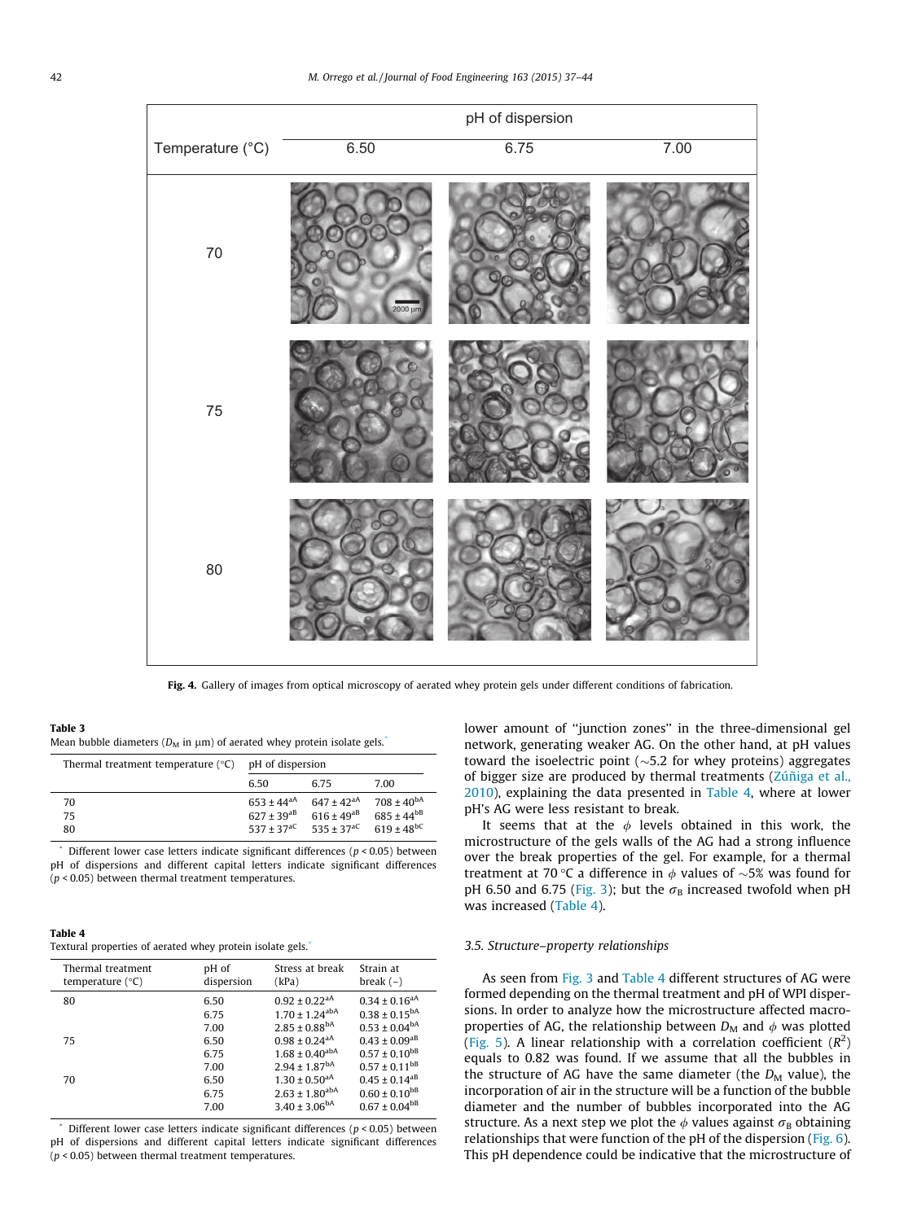Fig. 4. Gallery of images from optical microscopy of aerated whey protein gels under different conditions of fabrication.

**Table 3**
Mean bubble diameters ($D_M$ in μm) of aerated whey protein isolate gels.*

| Thermal treatment temperature (°C) | pH of dispersion | | |
|---|---|---|---|
| | 6.50 | 6.75 | 7.00 |
| 70 | $653 \pm 44^{aA}$ | $647 \pm 42^{aA}$ | $708 \pm 40^{bA}$ |
| 75 | $627 \pm 39^{aB}$ | $616 \pm 49^{aB}$ | $685 \pm 44^{bB}$ |
| 80 | $537 \pm 37^{aC}$ | $535 \pm 37^{aC}$ | $619 \pm 48^{bC}$ |

* Different lower case letters indicate significant differences ($p < 0.05$) between pH of dispersions and different capital letters indicate significant differences ($p < 0.05$) between thermal treatment temperatures.

**Table 4**
Textural properties of aerated whey protein isolate gels.*

| Thermal treatment temperature (°C) | pH of dispersion | Stress at break (kPa) | Strain at break (–) |
|---|---|---|---|
| 80 | 6.50 | $0.92 \pm 0.22^{aA}$ | $0.34 \pm 0.16^{aA}$ |
| | 6.75 | $1.70 \pm 1.24^{abA}$ | $0.38 \pm 0.15^{bA}$ |
| | 7.00 | $2.85 \pm 0.88^{bA}$ | $0.53 \pm 0.04^{bA}$ |
| 75 | 6.50 | $0.98 \pm 0.24^{aA}$ | $0.43 \pm 0.09^{aB}$ |
| | 6.75 | $1.68 \pm 0.40^{abA}$ | $0.57 \pm 0.10^{bB}$ |
| | 7.00 | $2.94 \pm 1.87^{bA}$ | $0.57 \pm 0.11^{bB}$ |
| 70 | 6.50 | $1.30 \pm 0.50^{aA}$ | $0.45 \pm 0.14^{aB}$ |
| | 6.75 | $2.63 \pm 1.80^{abA}$ | $0.60 \pm 0.10^{bB}$ |
| | 7.00 | $3.40 \pm 3.06^{bA}$ | $0.67 \pm 0.04^{bB}$ |

* Different lower case letters indicate significant differences ($p < 0.05$) between pH of dispersions and different capital letters indicate significant differences ($p < 0.05$) between thermal treatment temperatures.

lower amount of ''junction zones'' in the three-dimensional gel network, generating weaker AG. On the other hand, at pH values toward the isoelectric point (~5.2 for whey proteins) aggregates of bigger size are produced by thermal treatments (Zúñiga et al., 2010), explaining the data presented in Table 4, where at lower pH's AG were less resistant to break.

It seems that at the $\phi$ levels obtained in this work, the microstructure of the gels walls of the AG had a strong influence over the break properties of the gel. For example, for a thermal treatment at 70 °C a difference in $\phi$ values of ~5% was found for pH 6.50 and 6.75 (Fig. 3); but the $\sigma_B$ increased twofold when pH was increased (Table 4).

### 3.5. Structure–property relationships

As seen from Fig. 3 and Table 4 different structures of AG were formed depending on the thermal treatment and pH of WPI dispersions. In order to analyze how the microstructure affected macro-properties of AG, the relationship between $D_M$ and $\phi$ was plotted (Fig. 5). A linear relationship with a correlation coefficient ($R^2$) equals to 0.82 was found. If we assume that all the bubbles in the structure of AG have the same diameter (the $D_M$ value), the incorporation of air in the structure will be a function of the bubble diameter and the number of bubbles incorporated into the AG structure. As a next step we plot the $\phi$ values against $\sigma_B$ obtaining relationships that were function of the pH of the dispersion (Fig. 6). This pH dependence could be indicative that the microstructure of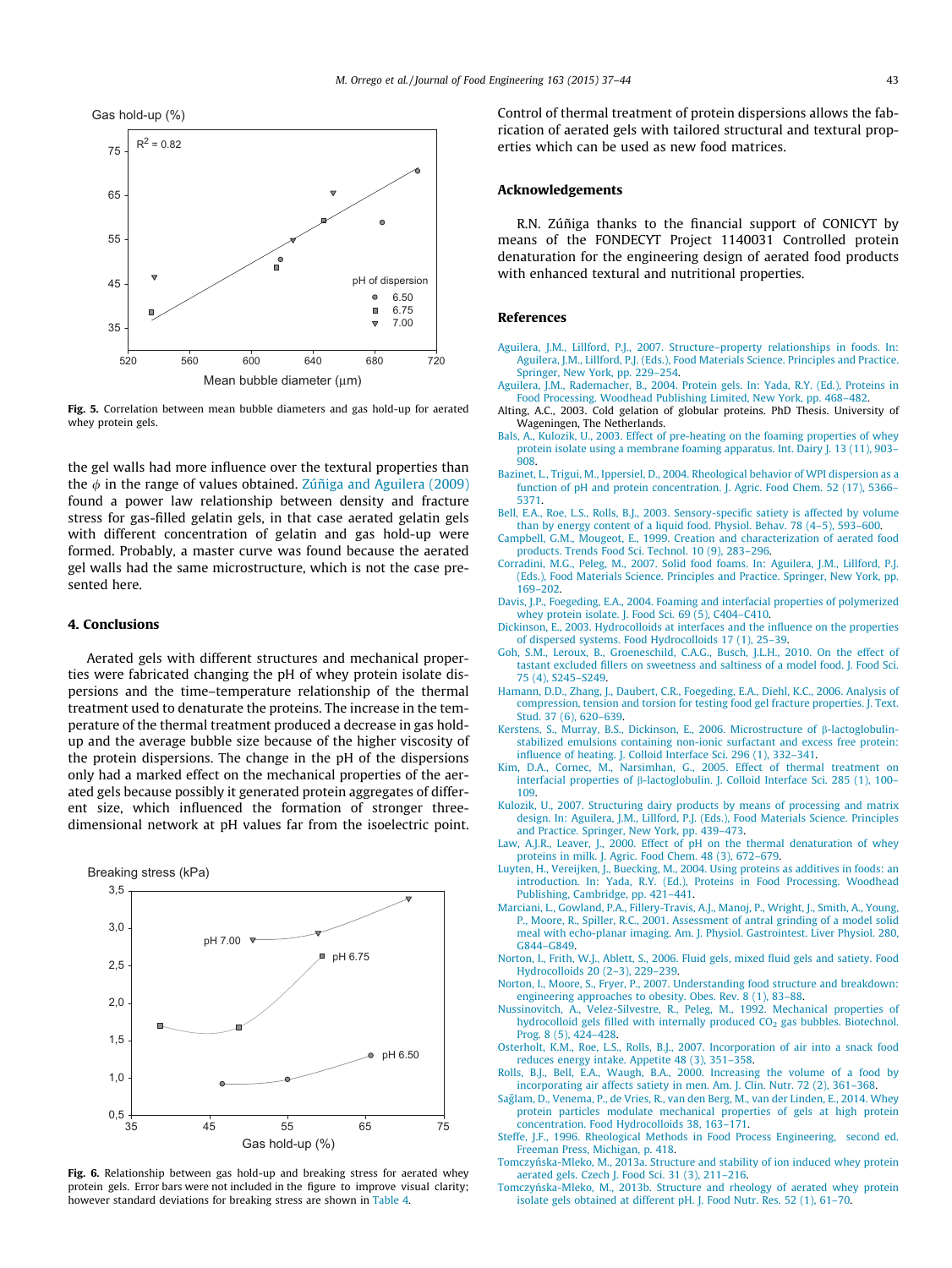Fig. 5. Correlation between mean bubble diameters and gas hold-up for aerated whey protein gels.

the gel walls had more influence over the textural properties than the $\phi$ in the range of values obtained. Zúñiga and Aguilera (2009) found a power law relationship between density and fracture stress for gas-filled gelatin gels, in that case aerated gelatin gels with different concentration of gelatin and gas hold-up were formed. Probably, a master curve was found because the aerated gel walls had the same microstructure, which is not the case presented here.

## 4. Conclusions

Aerated gels with different structures and mechanical properties were fabricated changing the pH of whey protein isolate dispersions and the time–temperature relationship of the thermal treatment used to denaturate the proteins. The increase in the temperature of the thermal treatment produced a decrease in gas hold-up and the average bubble size because of the higher viscosity of the protein dispersions. The change in the pH of the dispersions only had a marked effect on the mechanical properties of the aerated gels because possibly it generated protein aggregates of different size, which influenced the formation of stronger three-dimensional network at pH values far from the isoelectric point.

Fig. 6. Relationship between gas hold-up and breaking stress for aerated whey protein gels. Error bars were not included in the figure to improve visual clarity; however standard deviations for breaking stress are shown in Table 4.

Control of thermal treatment of protein dispersions allows the fabrication of aerated gels with tailored structural and textural properties which can be used as new food matrices.

## Acknowledgements

R.N. Zúñiga thanks to the financial support of CONICYT by means of the FONDECYT Project 1140031 Controlled protein denaturation for the engineering design of aerated food products with enhanced textural and nutritional properties.

## References

- Aguilera, J.M., Lillford, P.J., 2007. Structure–property relationships in foods. In: Aguilera, J.M., Lillford, P.J. (Eds.), Food Materials Science. Principles and Practice. Springer, New York, pp. 229–254.
- Aguilera, J.M., Rademacher, B., 2004. Protein gels. In: Yada, R.Y. (Ed.), Proteins in Food Processing. Woodhead Publishing Limited, New York, pp. 468–482.
- Alting, A.C., 2003. Cold gelation of globular proteins. PhD Thesis. University of Wageningen, The Netherlands.
- Bals, A., Kulozik, U., 2003. Effect of pre-heating on the foaming properties of whey protein isolate using a membrane foaming apparatus. Int. Dairy J. 13 (11), 903–908.
- Bazinet, L., Trigui, M., Ippersiel, D., 2004. Rheological behavior of WPI dispersion as a function of pH and protein concentration. J. Agric. Food Chem. 52 (17), 5366–5371.
- Bell, E.A., Roe, L.S., Rolls, B.J., 2003. Sensory-specific satiety is affected by volume than by energy content of a liquid food. Physiol. Behav. 78 (4–5), 593–600.
- Campbell, G.M., Mougeot, E., 1999. Creation and characterization of aerated food products. Trends Food Sci. Technol. 10 (9), 283–296.
- Corradini, M.G., Peleg, M., 2007. Solid food foams. In: Aguilera, J.M., Lillford, P.J. (Eds.), Food Materials Science. Principles and Practice. Springer, New York, pp. 169–202.
- Davis, J.P., Foegeding, E.A., 2004. Foaming and interfacial properties of polymerized whey protein isolate. J. Food Sci. 69 (5), C404–C410.
- Dickinson, E., 2003. Hydrocolloids at interfaces and the influence on the properties of dispersed systems. Food Hydrocolloids 17 (1), 25–39.
- Goh, S.M., Leroux, B., Groeneschild, C.A.G., Busch, J.L.H., 2010. On the effect of tastant excluded fillers on sweetness and saltiness of a model food. J. Food Sci. 75 (4), S245–S249.
- Hamann, D.D., Zhang, J., Daubert, C.R., Foegeding, E.A., Diehl, K.C., 2006. Analysis of compression, tension and torsion for testing food gel fracture properties. J. Text. Stud. 37 (6), 620–639.
- Kerstens, S., Murray, B.S., Dickinson, E., 2006. Microstructure of β-lactoglobulin-stabilized emulsions containing non-ionic surfactant and excess free protein: influence of heating. J. Colloid Interface Sci. 296 (1), 332–341.
- Kim, D.A., Cornec, M., Narsimhan, G., 2005. Effect of thermal treatment on interfacial properties of β-lactoglobulin. J. Colloid Interface Sci. 285 (1), 100–109.
- Kulozik, U., 2007. Structuring dairy products by means of processing and matrix design. In: Aguilera, J.M., Lillford, P.J. (Eds.), Food Materials Science. Principles and Practice. Springer, New York, pp. 439–473.
- Law, A.J.R., Leaver, J., 2000. Effect of pH on the thermal denaturation of whey proteins in milk. J. Agric. Food Chem. 48 (3), 672–679.
- Luyten, H., Vereijken, J., Buecking, M., 2004. Using proteins as additives in foods: an introduction. In: Yada, R.Y. (Ed.), Proteins in Food Processing. Woodhead Publishing, Cambridge, pp. 421–441.
- Marciani, L., Gowland, P.A., Fillery-Travis, A.J., Manoj, P., Wright, J., Smith, A., Young, P., Moore, R., Spiller, R.C., 2001. Assessment of antral grinding of a model solid meal with echo-planar imaging. Am. J. Physiol. Gastrointest. Liver Physiol. 280, G844–G849.
- Norton, I., Frith, W.J., Ablett, S., 2006. Fluid gels, mixed fluid gels and satiety. Food Hydrocolloids 20 (2–3), 229–239.
- Norton, I., Moore, S., Fryer, P., 2007. Understanding food structure and breakdown: engineering approaches to obesity. Obes. Rev. 8 (1), 83–88.
- Nussinovitch, A., Velez-Silvestre, R., Peleg, M., 1992. Mechanical properties of hydrocolloid gels filled with internally produced $CO_2$ gas bubbles. Biotechnol. Prog. 8 (5), 424–428.
- Osterholt, K.M., Roe, L.S., Rolls, B.J., 2007. Incorporation of air into a snack food reduces energy intake. Appetite 48 (3), 351–358.
- Rolls, B.J., Bell, E.A., Waugh, B.A., 2000. Increasing the volume of a food by incorporating air affects satiety in men. Am. J. Clin. Nutr. 72 (2), 361–368.
- Sağlam, D., Venema, P., de Vries, R., van den Berg, M., van der Linden, E., 2014. Whey protein particles modulate mechanical properties of gels at high protein concentration. Food Hydrocolloids 38, 163–171.
- Steffe, J.F., 1996. Rheological Methods in Food Process Engineering, second ed. Freeman Press, Michigan, p. 418.
- Tomczyńska-Mleko, M., 2013a. Structure and stability of ion induced whey protein aerated gels. Czech J. Food Sci. 31 (3), 211–216.
- Tomczyńska-Mleko, M., 2013b. Structure and rheology of aerated whey protein isolate gels obtained at different pH. J. Food Nutr. Res. 52 (1), 61–70.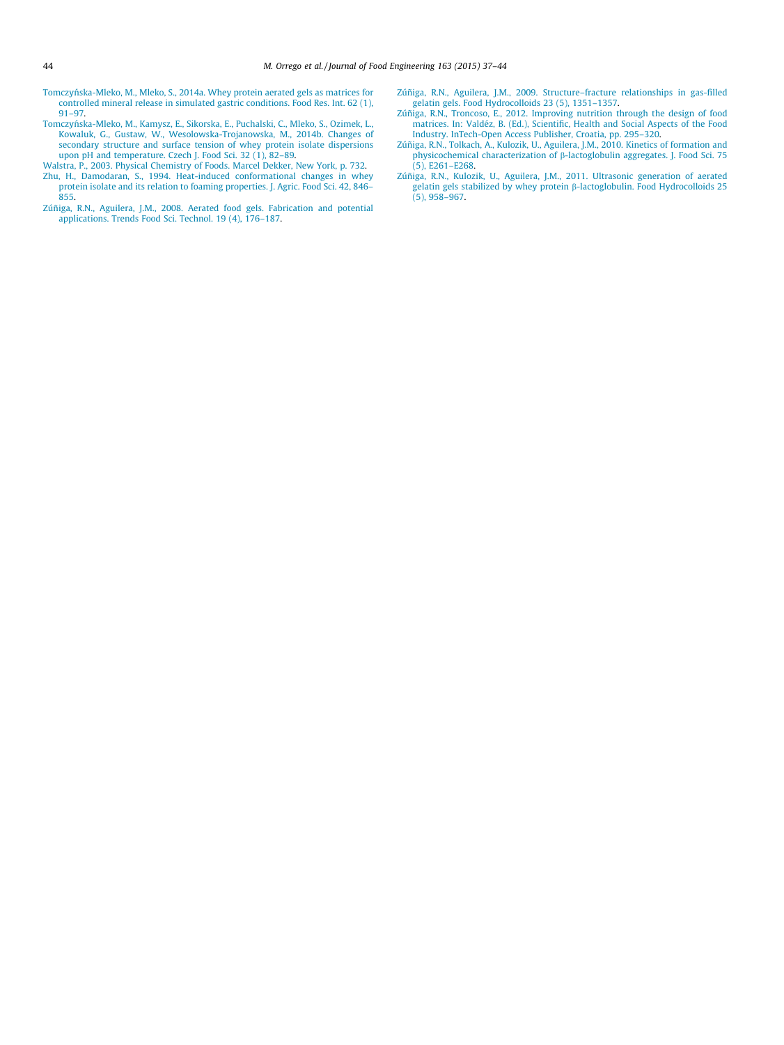Tomczyńska-Mleko, M., Mleko, S., 2014a. Whey protein aerated gels as matrices for controlled mineral release in simulated gastric conditions. Food Res. Int. 62 (1), 91–97.

Tomczyńska-Mleko, M., Kamysz, E., Sikorska, E., Puchalski, C., Mleko, S., Ozimek, L., Kowaluk, G., Gustaw, W., Wesolowska-Trojanowska, M., 2014b. Changes of secondary structure and surface tension of whey protein isolate dispersions upon pH and temperature. Czech J. Food Sci. 32 (1), 82–89.

Walstra, P., 2003. Physical Chemistry of Foods. Marcel Dekker, New York, p. 732.

Zhu, H., Damodaran, S., 1994. Heat-induced conformational changes in whey protein isolate and its relation to foaming properties. J. Agric. Food Sci. 42, 846–855.

Zúñiga, R.N., Aguilera, J.M., 2008. Aerated food gels. Fabrication and potential applications. Trends Food Sci. Technol. 19 (4), 176–187.

Zúñiga, R.N., Aguilera, J.M., 2009. Structure–fracture relationships in gas-filled gelatin gels. Food Hydrocolloids 23 (5), 1351–1357.

Zúñiga, R.N., Troncoso, E., 2012. Improving nutrition through the design of food matrices. In: Valdéz, B. (Ed.), Scientific, Health and Social Aspects of the Food Industry. InTech-Open Access Publisher, Croatia, pp. 295–320.

Zúñiga, R.N., Tolkach, A., Kulozik, U., Aguilera, J.M., 2010. Kinetics of formation and physicochemical characterization of β-lactoglobulin aggregates. J. Food Sci. 75 (5), E261–E268.

Zúñiga, R.N., Kulozik, U., Aguilera, J.M., 2011. Ultrasonic generation of aerated gelatin gels stabilized by whey protein β-lactoglobulin. Food Hydrocolloids 25 (5), 958–967.